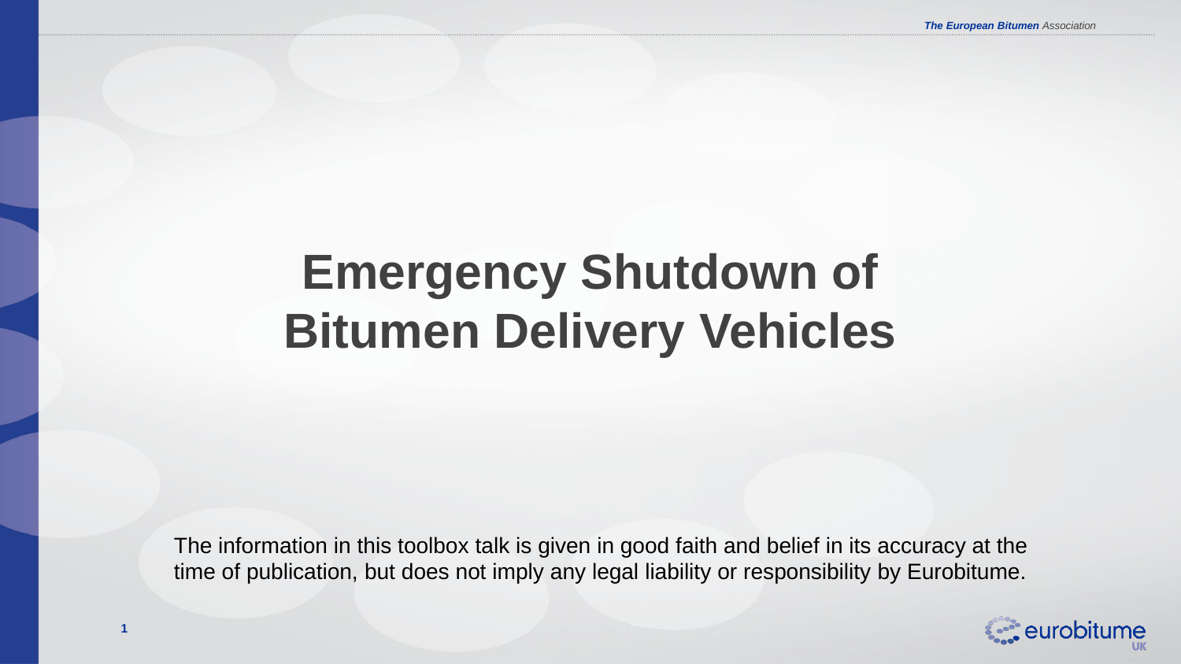# Emergency Shutdown of Bitumen Delivery Vehicles

The information in this toolbox talk is given in good faith and belief in its accuracy at the time of publication, but does not imply any legal liability or responsibility by Eurobitume.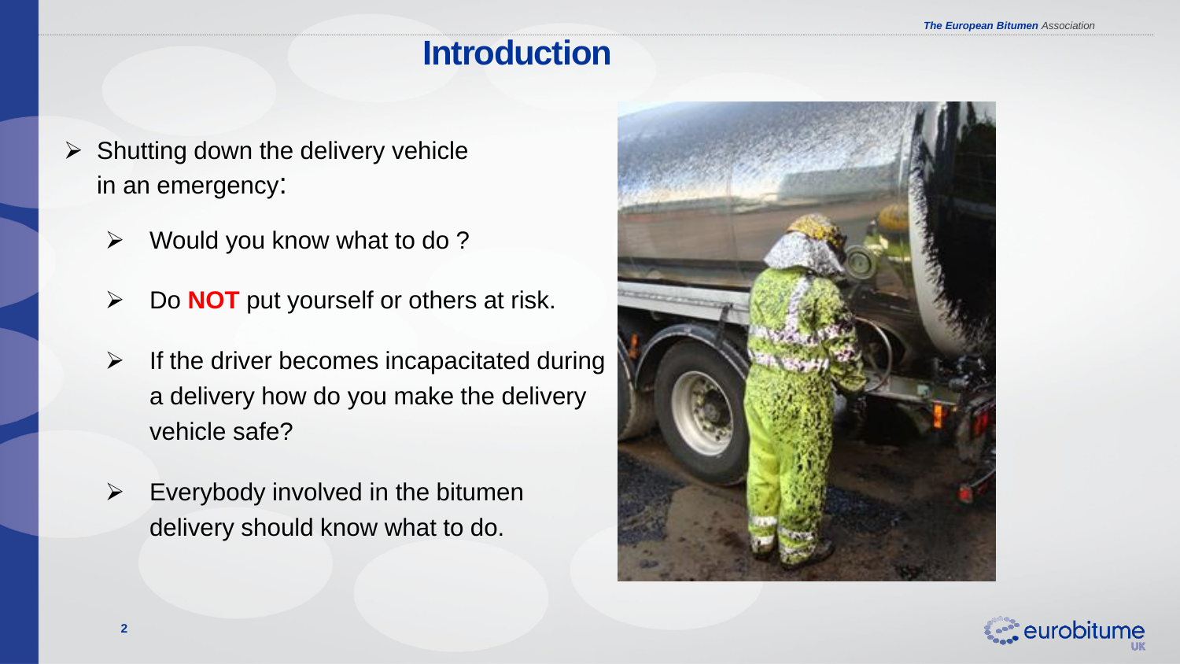# Introduction

- Shutting down the delivery vehicle in an emergency:
  - Would you know what to do ?
  - Do **NOT** put yourself or others at risk.
  - If the driver becomes incapacitated during a delivery how do you make the delivery vehicle safe?
  - Everybody involved in the bitumen delivery should know what to do.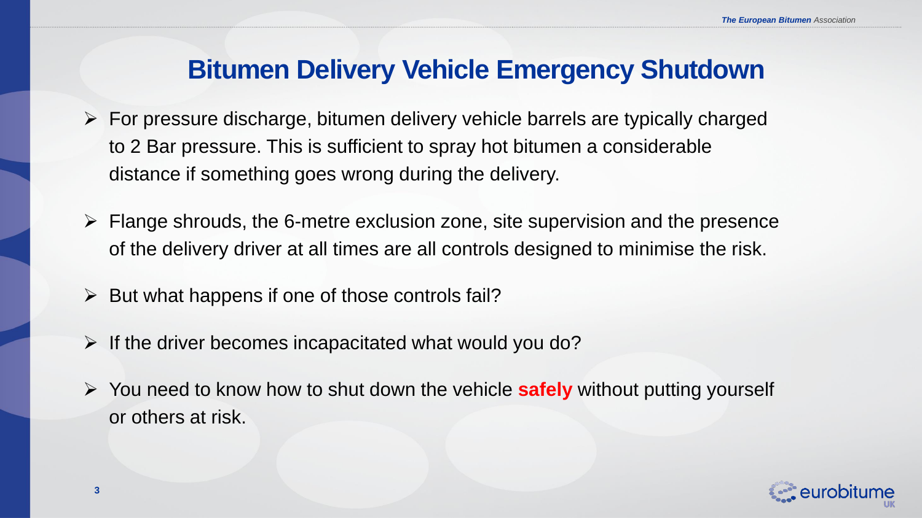# Bitumen Delivery Vehicle Emergency Shutdown

- For pressure discharge, bitumen delivery vehicle barrels are typically charged to 2 Bar pressure. This is sufficient to spray hot bitumen a considerable distance if something goes wrong during the delivery.
- Flange shrouds, the 6-metre exclusion zone, site supervision and the presence of the delivery driver at all times are all controls designed to minimise the risk.
- But what happens if one of those controls fail?
- If the driver becomes incapacitated what would you do?
- You need to know how to shut down the vehicle **safely** without putting yourself or others at risk.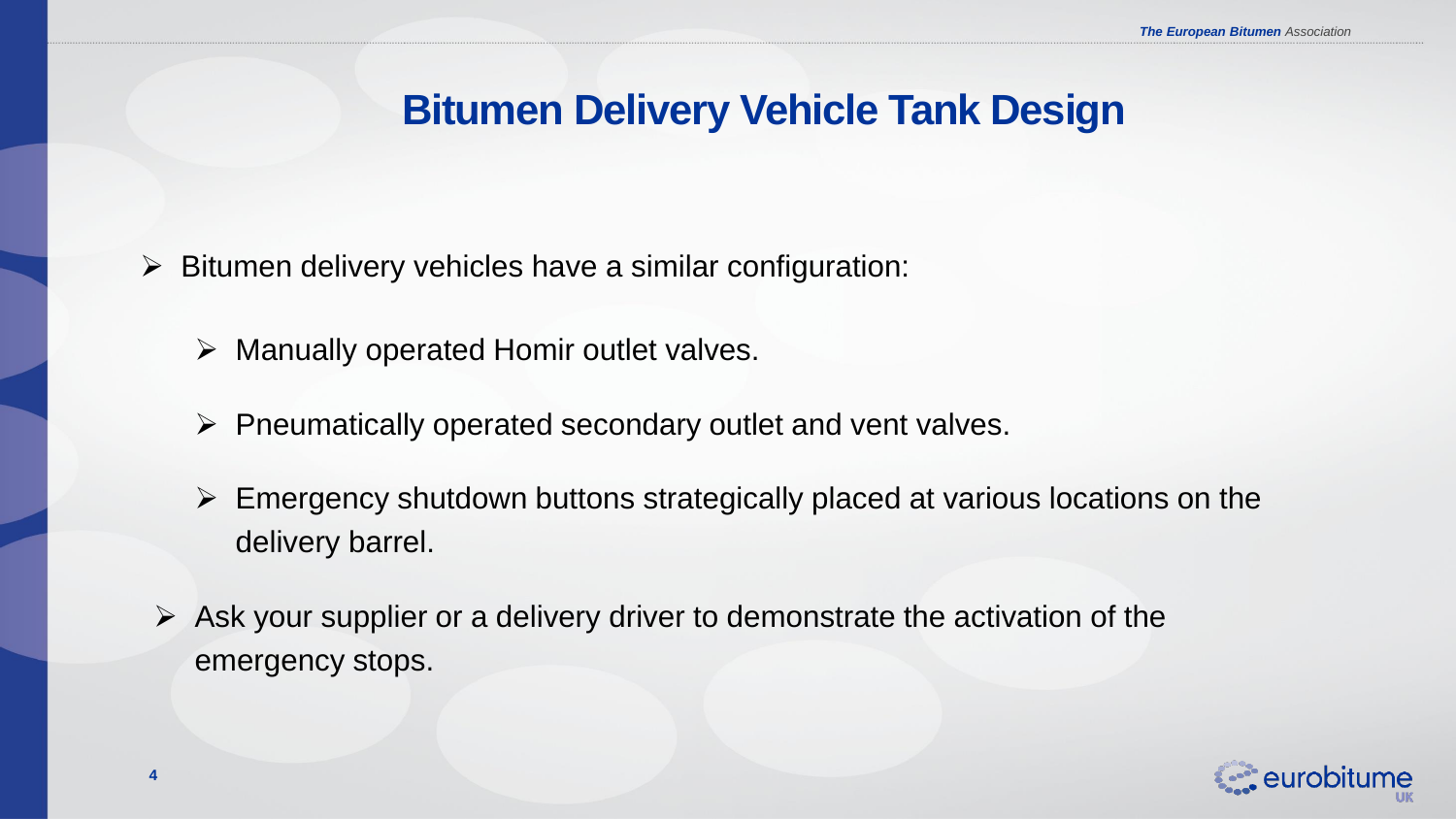# Bitumen Delivery Vehicle Tank Design

- Bitumen delivery vehicles have a similar configuration:
  - Manually operated Homir outlet valves.
  - Pneumatically operated secondary outlet and vent valves.
  - Emergency shutdown buttons strategically placed at various locations on the delivery barrel.
- Ask your supplier or a delivery driver to demonstrate the activation of the emergency stops.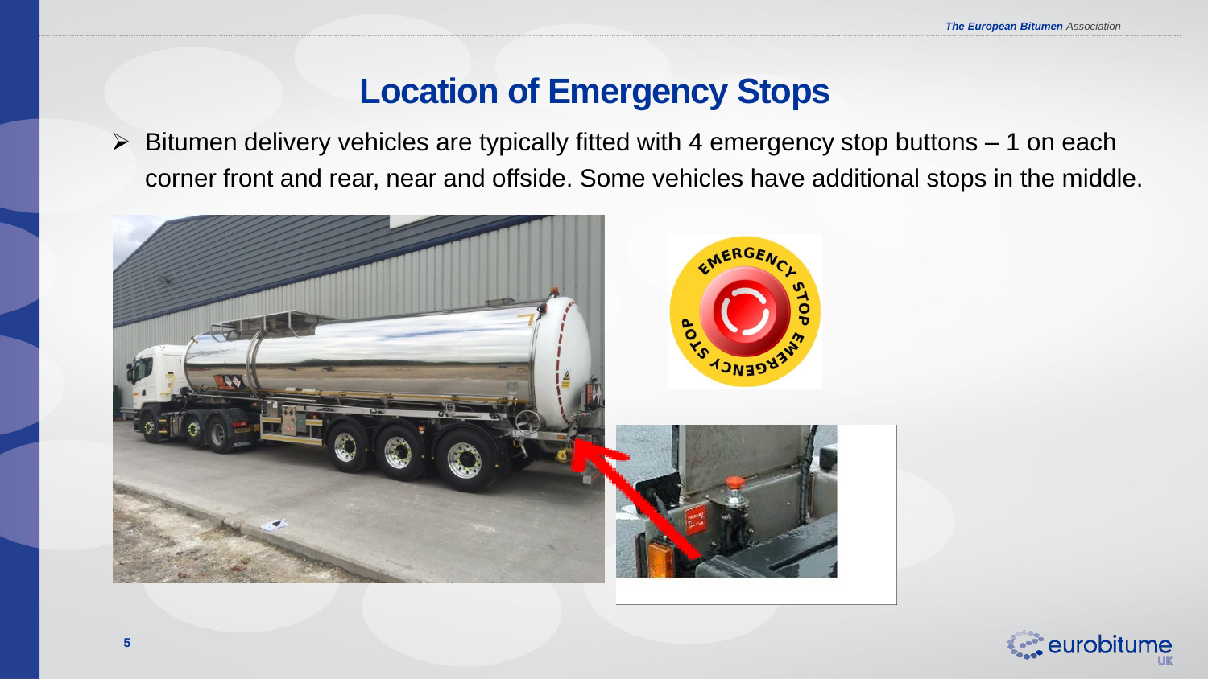# Location of Emergency Stops

- Bitumen delivery vehicles are typically fitted with 4 emergency stop buttons – 1 on each corner front and rear, near and offside. Some vehicles have additional stops in the middle.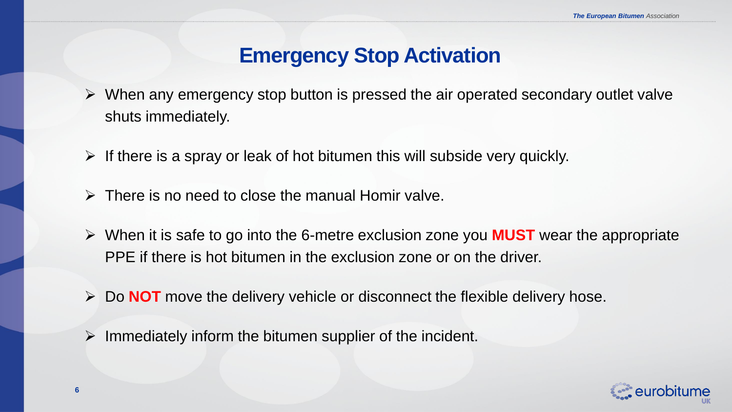# Emergency Stop Activation

- When any emergency stop button is pressed the air operated secondary outlet valve shuts immediately.
- If there is a spray or leak of hot bitumen this will subside very quickly.
- There is no need to close the manual Homir valve.
- When it is safe to go into the 6-metre exclusion zone you **MUST** wear the appropriate PPE if there is hot bitumen in the exclusion zone or on the driver.
- Do **NOT** move the delivery vehicle or disconnect the flexible delivery hose.
- Immediately inform the bitumen supplier of the incident.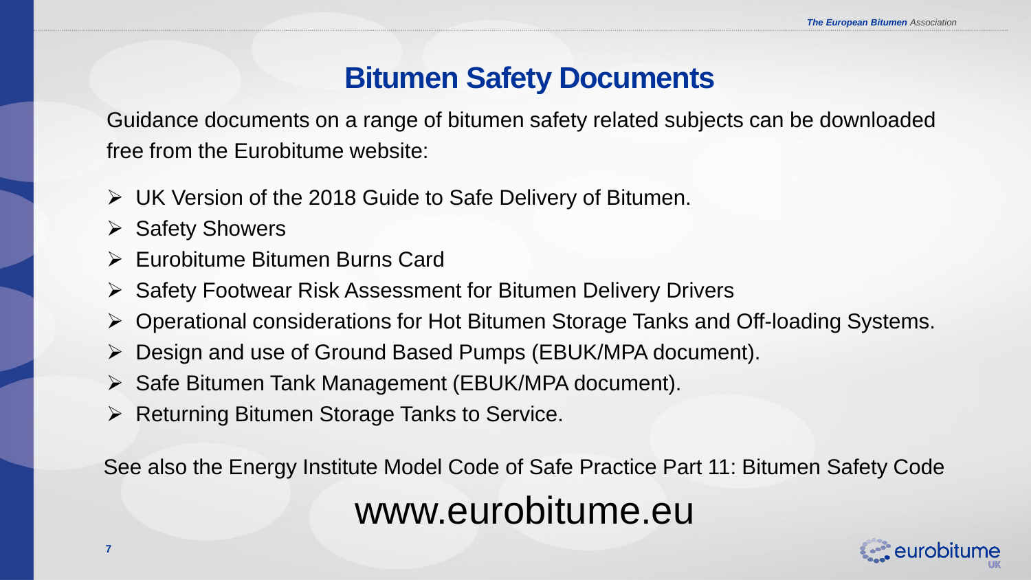# Bitumen Safety Documents

Guidance documents on a range of bitumen safety related subjects can be downloaded free from the Eurobitume website:

- UK Version of the 2018 Guide to Safe Delivery of Bitumen.
- Safety Showers
- Eurobitume Bitumen Burns Card
- Safety Footwear Risk Assessment for Bitumen Delivery Drivers
- Operational considerations for Hot Bitumen Storage Tanks and Off-loading Systems.
- Design and use of Ground Based Pumps (EBUK/MPA document).
- Safe Bitumen Tank Management (EBUK/MPA document).
- Returning Bitumen Storage Tanks to Service.

See also the Energy Institute Model Code of Safe Practice Part 11: Bitumen Safety Code

www.eurobitume.eu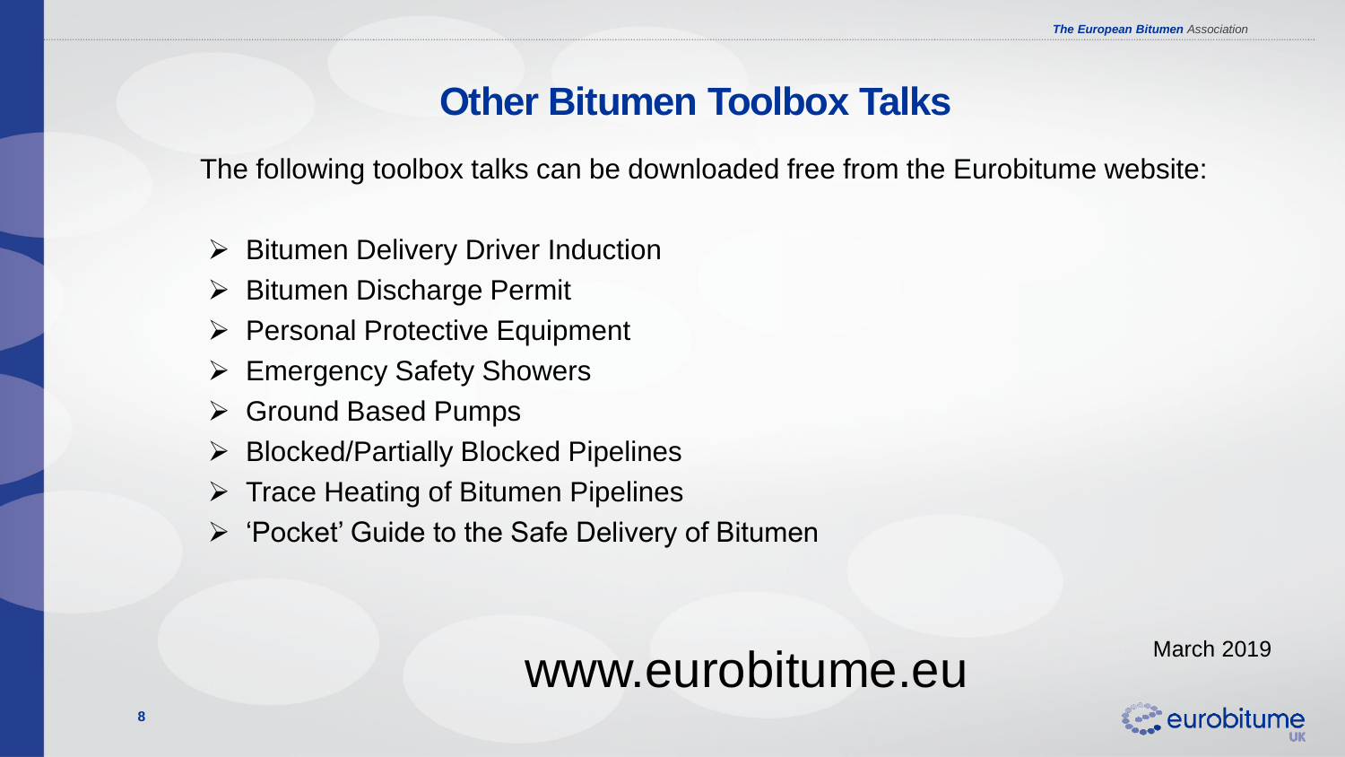## Other Bitumen Toolbox Talks

The following toolbox talks can be downloaded free from the Eurobitume website:

- Bitumen Delivery Driver Induction
- Bitumen Discharge Permit
- Personal Protective Equipment
- Emergency Safety Showers
- Ground Based Pumps
- Blocked/Partially Blocked Pipelines
- Trace Heating of Bitumen Pipelines
- 'Pocket' Guide to the Safe Delivery of Bitumen

www.eurobitume.eu

March 2019